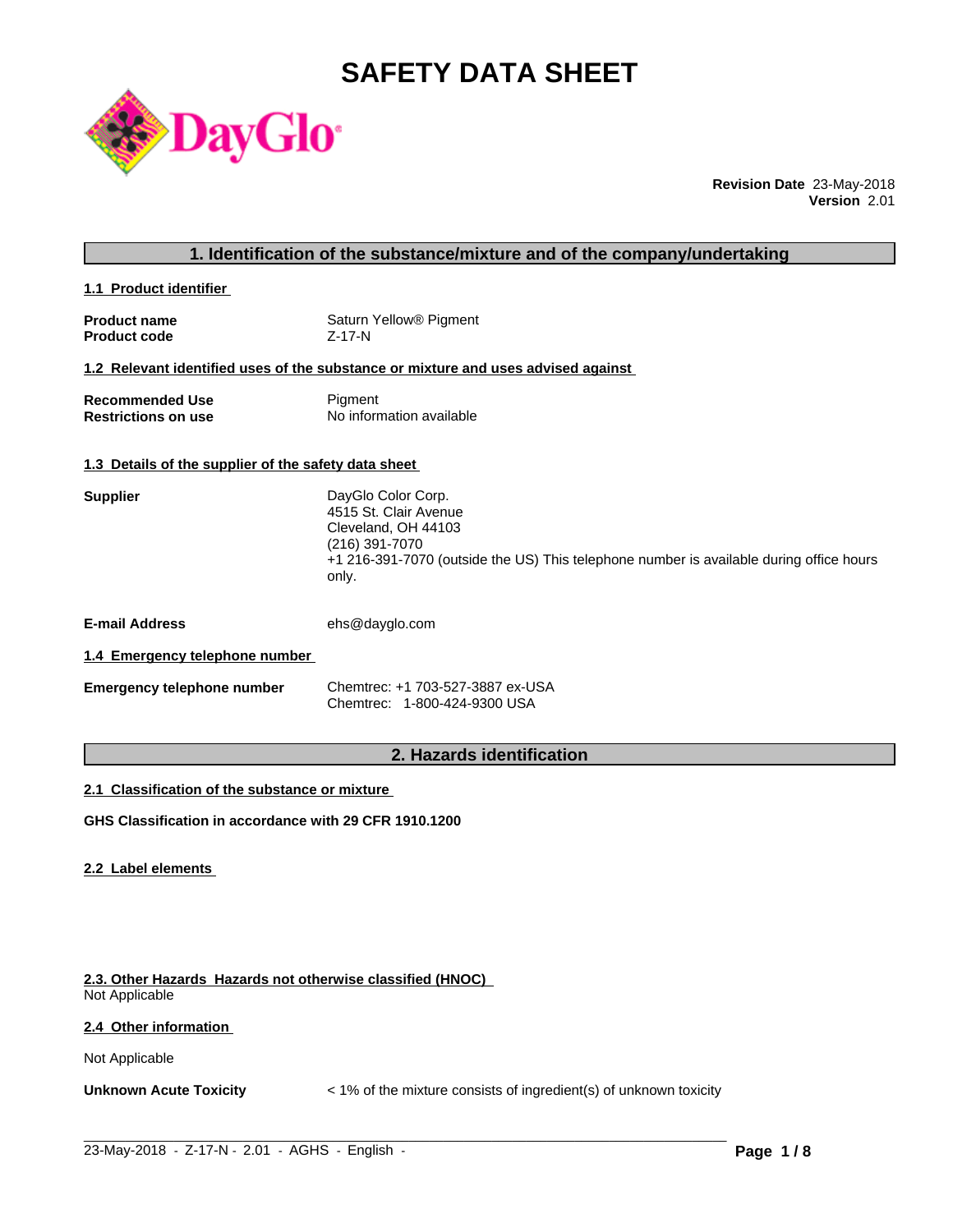# SAFETY DATA SHEET

**Revision Date** 23-May-2018
**Version** 2.01

## 1. Identification of the substance/mixture and of the company/undertaking

### 1.1 Product identifier

| | |
|---|---|
| **Product name** | Saturn Yellow® Pigment |
| **Product code** | Z-17-N |

### 1.2 Relevant identified uses of the substance or mixture and uses advised against

| | |
|---|---|
| **Recommended Use** | Pigment |
| **Restrictions on use** | No information available |

### 1.3 Details of the supplier of the safety data sheet

**Supplier**
DayGlo Color Corp.
4515 St. Clair Avenue
Cleveland, OH 44103
(216) 391-7070
+1 216-391-7070 (outside the US) This telephone number is available during office hours only.

**E-mail Address** ehs@dayglo.com

### 1.4 Emergency telephone number

**Emergency telephone number**
Chemtrec: +1 703-527-3887 ex-USA
Chemtrec: 1-800-424-9300 USA

## 2. Hazards identification

### 2.1 Classification of the substance or mixture

**GHS Classification in accordance with 29 CFR 1910.1200**

### 2.2 Label elements

### 2.3. Other Hazards Hazards not otherwise classified (HNOC)

Not Applicable

### 2.4 Other information

Not Applicable

**Unknown Acute Toxicity** < 1% of the mixture consists of ingredient(s) of unknown toxicity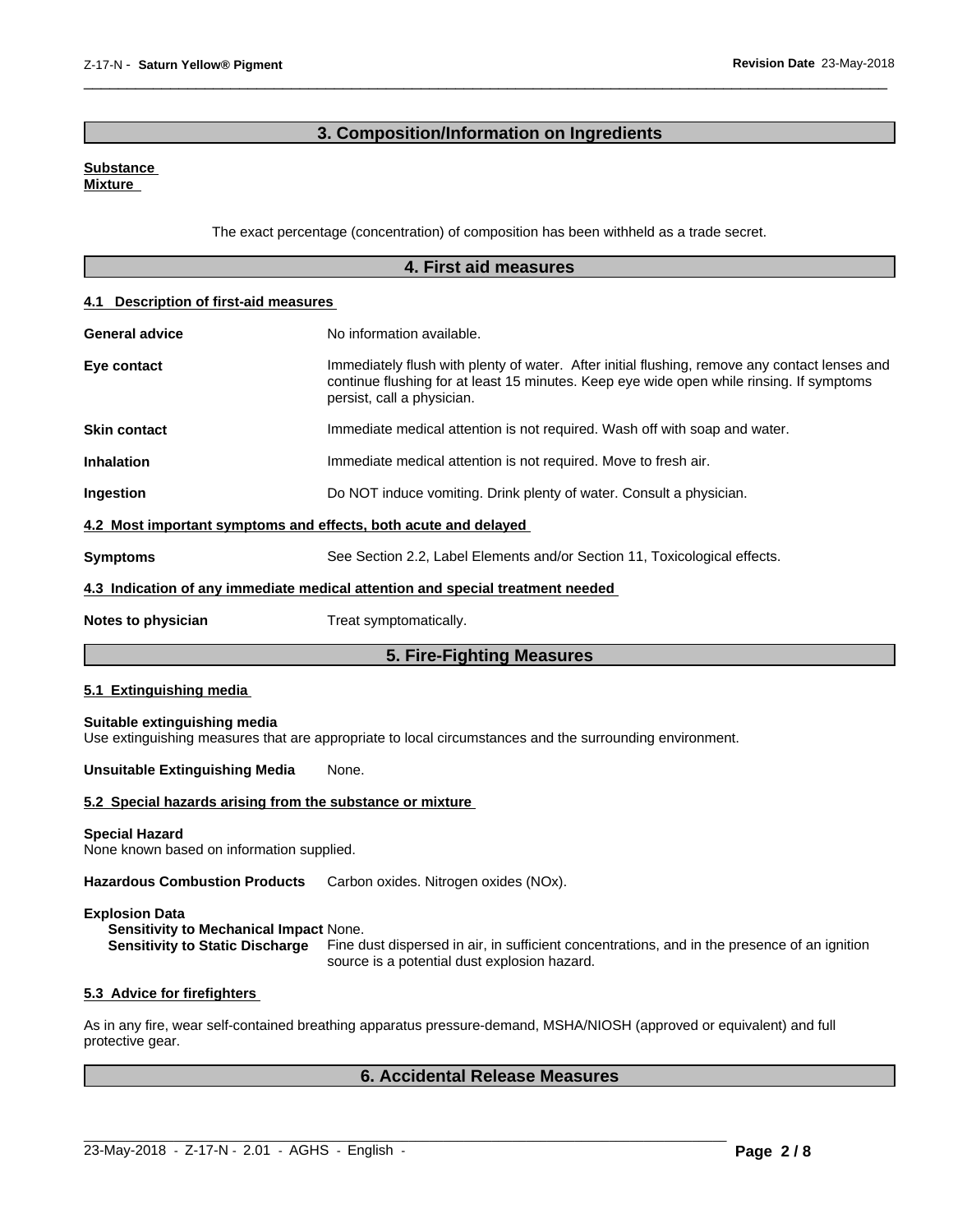## 3. Composition/Information on Ingredients

**Substance**
**Mixture**

The exact percentage (concentration) of composition has been withheld as a trade secret.

## 4. First aid measures

### 4.1 Description of first-aid measures

**General advice** No information available.

**Eye contact** Immediately flush with plenty of water. After initial flushing, remove any contact lenses and continue flushing for at least 15 minutes. Keep eye wide open while rinsing. If symptoms persist, call a physician.

**Skin contact** Immediate medical attention is not required. Wash off with soap and water.

**Inhalation** Immediate medical attention is not required. Move to fresh air.

**Ingestion** Do NOT induce vomiting. Drink plenty of water. Consult a physician.

### 4.2 Most important symptoms and effects, both acute and delayed

**Symptoms** See Section 2.2, Label Elements and/or Section 11, Toxicological effects.

### 4.3 Indication of any immediate medical attention and special treatment needed

**Notes to physician** Treat symptomatically.

## 5. Fire-Fighting Measures

### 5.1 Extinguishing media

**Suitable extinguishing media**
Use extinguishing measures that are appropriate to local circumstances and the surrounding environment.

**Unsuitable Extinguishing Media** None.

### 5.2 Special hazards arising from the substance or mixture

**Special Hazard**
None known based on information supplied.

**Hazardous Combustion Products** Carbon oxides. Nitrogen oxides (NOx).

**Explosion Data**
**Sensitivity to Mechanical Impact** None.
**Sensitivity to Static Discharge** Fine dust dispersed in air, in sufficient concentrations, and in the presence of an ignition source is a potential dust explosion hazard.

### 5.3 Advice for firefighters

As in any fire, wear self-contained breathing apparatus pressure-demand, MSHA/NIOSH (approved or equivalent) and full protective gear.

## 6. Accidental Release Measures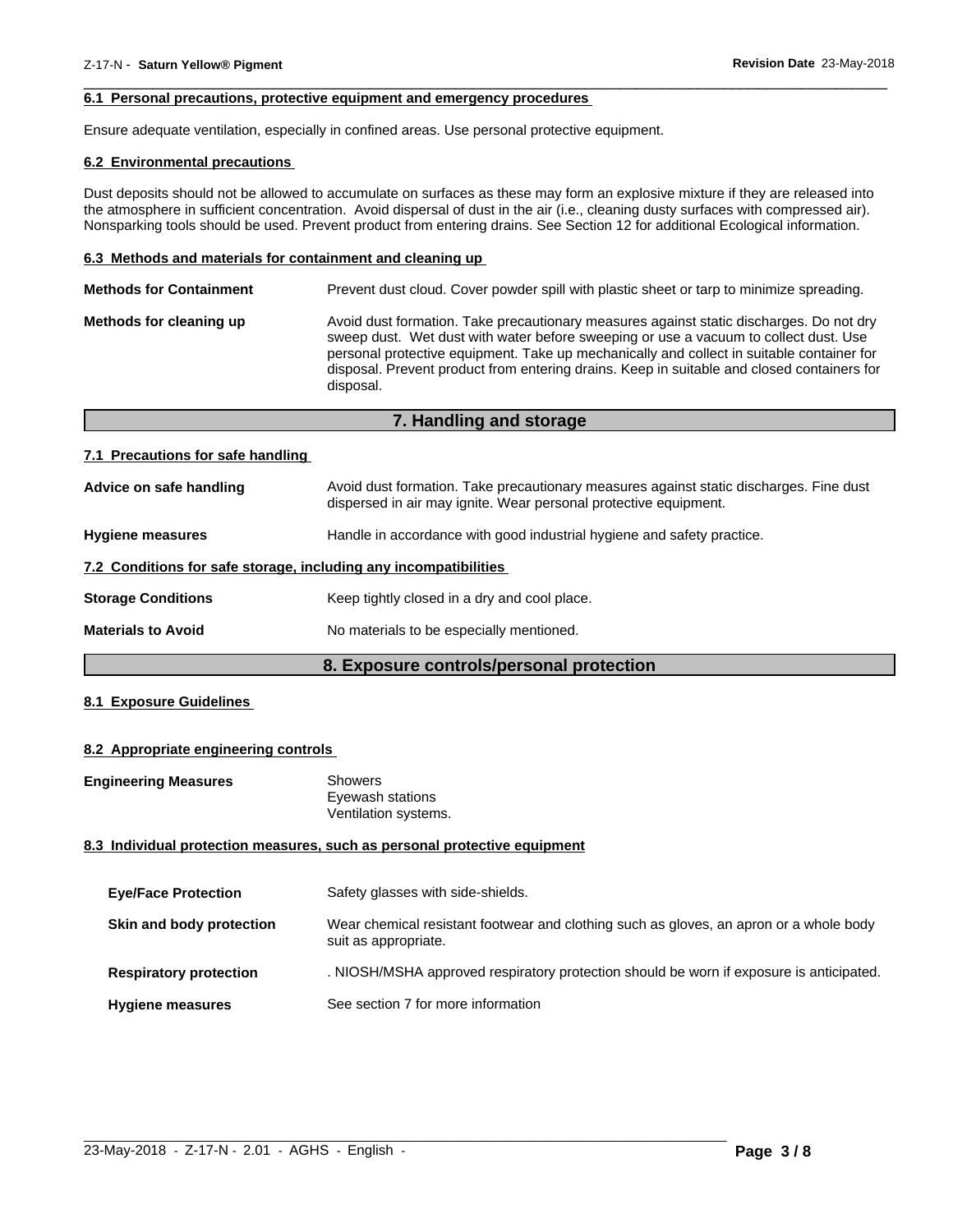### 6.1 Personal precautions, protective equipment and emergency procedures

Ensure adequate ventilation, especially in confined areas. Use personal protective equipment.

### 6.2 Environmental precautions

Dust deposits should not be allowed to accumulate on surfaces as these may form an explosive mixture if they are released into the atmosphere in sufficient concentration. Avoid dispersal of dust in the air (i.e., cleaning dusty surfaces with compressed air). Nonsparking tools should be used. Prevent product from entering drains. See Section 12 for additional Ecological information.

### 6.3 Methods and materials for containment and cleaning up

**Methods for Containment**: Prevent dust cloud. Cover powder spill with plastic sheet or tarp to minimize spreading.

**Methods for cleaning up**: Avoid dust formation. Take precautionary measures against static discharges. Do not dry sweep dust. Wet dust with water before sweeping or use a vacuum to collect dust. Use personal protective equipment. Take up mechanically and collect in suitable container for disposal. Prevent product from entering drains. Keep in suitable and closed containers for disposal.

## 7. Handling and storage

### 7.1 Precautions for safe handling

**Advice on safe handling**: Avoid dust formation. Take precautionary measures against static discharges. Fine dust dispersed in air may ignite. Wear personal protective equipment.

**Hygiene measures**: Handle in accordance with good industrial hygiene and safety practice.

### 7.2 Conditions for safe storage, including any incompatibilities

**Storage Conditions**: Keep tightly closed in a dry and cool place.

**Materials to Avoid**: No materials to be especially mentioned.

## 8. Exposure controls/personal protection

### 8.1 Exposure Guidelines

### 8.2 Appropriate engineering controls

**Engineering Measures**:
Showers
Eyewash stations
Ventilation systems.

### 8.3 Individual protection measures, such as personal protective equipment

**Eye/Face Protection**: Safety glasses with side-shields.

**Skin and body protection**: Wear chemical resistant footwear and clothing such as gloves, an apron or a whole body suit as appropriate.

**Respiratory protection**: . NIOSH/MSHA approved respiratory protection should be worn if exposure is anticipated.

**Hygiene measures**: See section 7 for more information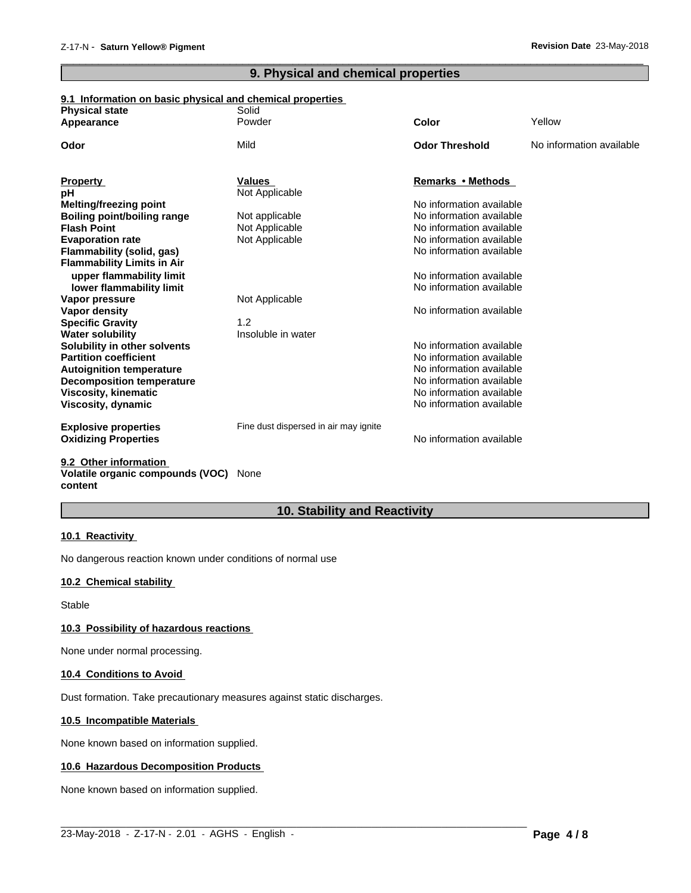## 9. Physical and chemical properties

### 9.1 Information on basic physical and chemical properties

| | | | |
|---|---|---|---|
| **Physical state** | Solid | | |
| **Appearance** | Powder | **Color** | Yellow |
| **Odor** | Mild | **Odor Threshold** | No information available |

| **Property** | **Values** | **Remarks • Methods** |
|---|---|---|
| **pH** | Not Applicable | |
| **Melting/freezing point** | | No information available |
| **Boiling point/boiling range** | Not applicable | No information available |
| **Flash Point** | Not Applicable | No information available |
| **Evaporation rate** | Not Applicable | No information available |
| **Flammability (solid, gas)** | | No information available |
| **Flammability Limits in Air** | | |
| **upper flammability limit** | | No information available |
| **lower flammability limit** | | No information available |
| **Vapor pressure** | Not Applicable | |
| **Vapor density** | | No information available |
| **Specific Gravity** | 1.2 | |
| **Water solubility** | Insoluble in water | |
| **Solubility in other solvents** | | No information available |
| **Partition coefficient** | | No information available |
| **Autoignition temperature** | | No information available |
| **Decomposition temperature** | | No information available |
| **Viscosity, kinematic** | | No information available |
| **Viscosity, dynamic** | | No information available |
| **Explosive properties** | Fine dust dispersed in air may ignite | |
| **Oxidizing Properties** | | No information available |

### 9.2 Other information

**Volatile organic compounds (VOC) content** None

## 10. Stability and Reactivity

### 10.1 Reactivity

No dangerous reaction known under conditions of normal use

### 10.2 Chemical stability

Stable

### 10.3 Possibility of hazardous reactions

None under normal processing.

### 10.4 Conditions to Avoid

Dust formation. Take precautionary measures against static discharges.

### 10.5 Incompatible Materials

None known based on information supplied.

### 10.6 Hazardous Decomposition Products

None known based on information supplied.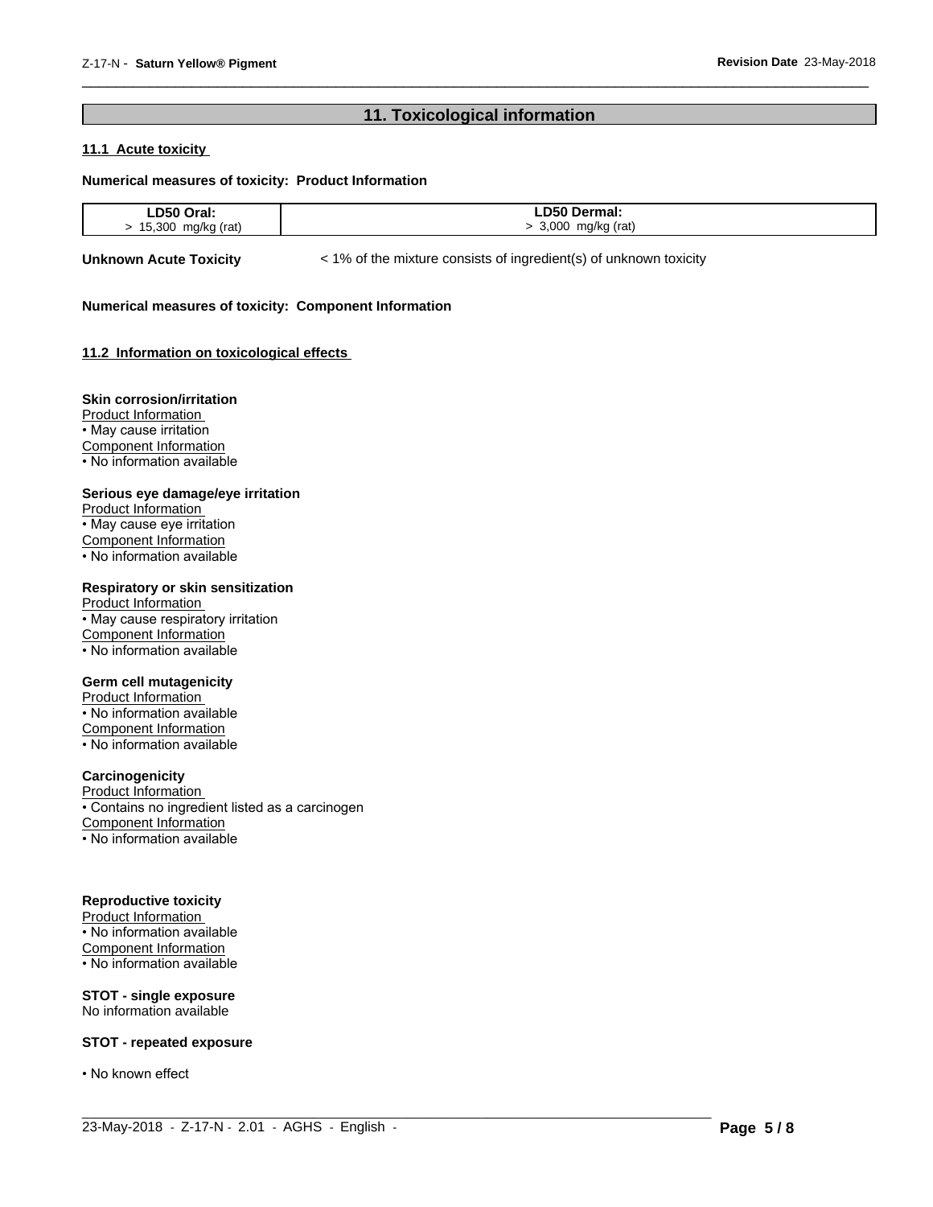## 11. Toxicological information

### 11.1 Acute toxicity

**Numerical measures of toxicity: Product Information**

| LD50 Oral: | LD50 Dermal: |
|---|---|
| > 15,300 mg/kg (rat) | > 3,000 mg/kg (rat) |

**Unknown Acute Toxicity** < 1% of the mixture consists of ingredient(s) of unknown toxicity

**Numerical measures of toxicity: Component Information**

### 11.2 Information on toxicological effects

**Skin corrosion/irritation**

Product Information
- May cause irritation

Component Information
- No information available

**Serious eye damage/eye irritation**

Product Information
- May cause eye irritation

Component Information
- No information available

**Respiratory or skin sensitization**

Product Information
- May cause respiratory irritation

Component Information
- No information available

**Germ cell mutagenicity**

Product Information
- No information available

Component Information
- No information available

**Carcinogenicity**

Product Information
- Contains no ingredient listed as a carcinogen

Component Information
- No information available

**Reproductive toxicity**

Product Information
- No information available

Component Information
- No information available

**STOT - single exposure**

No information available

**STOT - repeated exposure**

- No known effect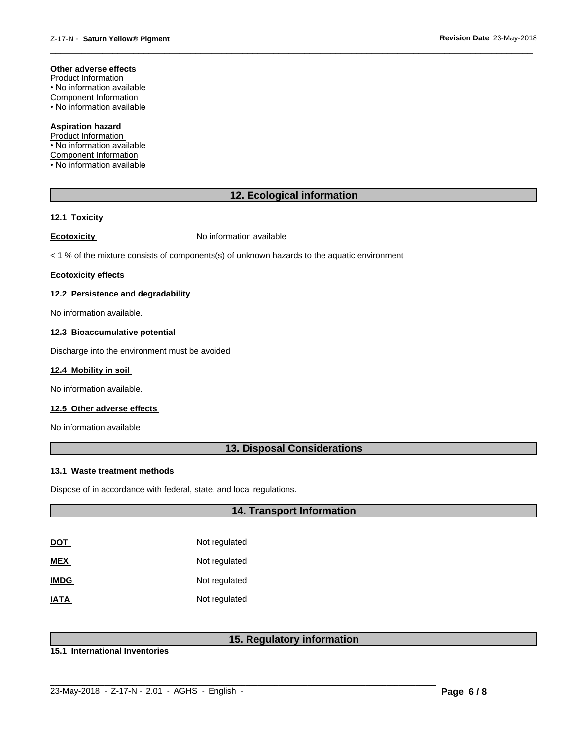**Other adverse effects**

Product Information

- No information available

Component Information

- No information available

**Aspiration hazard**

Product Information

- No information available

Component Information

- No information available

## 12. Ecological information

### 12.1 Toxicity

**Ecotoxicity** No information available

< 1 % of the mixture consists of components(s) of unknown hazards to the aquatic environment

**Ecotoxicity effects**

### 12.2 Persistence and degradability

No information available.

### 12.3 Bioaccumulative potential

Discharge into the environment must be avoided

### 12.4 Mobility in soil

No information available.

### 12.5 Other adverse effects

No information available

## 13. Disposal Considerations

### 13.1 Waste treatment methods

Dispose of in accordance with federal, state, and local regulations.

## 14. Transport Information

| | |
|---|---|
| **DOT** | Not regulated |
| **MEX** | Not regulated |
| **IMDG** | Not regulated |
| **IATA** | Not regulated |

## 15. Regulatory information

### 15.1 International Inventories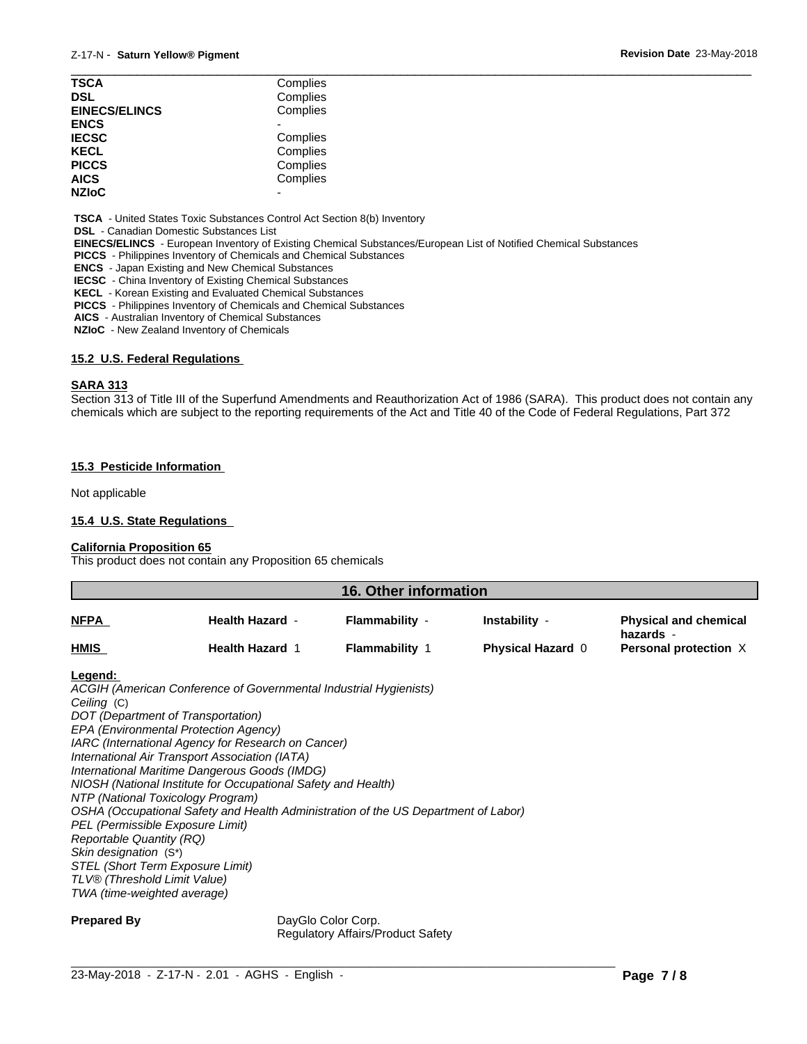| | |
|---|---|
| **TSCA** | Complies |
| **DSL** | Complies |
| **EINECS/ELINCS** | Complies |
| **ENCS** | - |
| **IECSC** | Complies |
| **KECL** | Complies |
| **PICCS** | Complies |
| **AICS** | Complies |
| **NZIoC** | - |

**TSCA** - United States Toxic Substances Control Act Section 8(b) Inventory
**DSL** - Canadian Domestic Substances List
**EINECS/ELINCS** - European Inventory of Existing Chemical Substances/European List of Notified Chemical Substances
**PICCS** - Philippines Inventory of Chemicals and Chemical Substances
**ENCS** - Japan Existing and New Chemical Substances
**IECSC** - China Inventory of Existing Chemical Substances
**KECL** - Korean Existing and Evaluated Chemical Substances
**PICCS** - Philippines Inventory of Chemicals and Chemical Substances
**AICS** - Australian Inventory of Chemical Substances
**NZIoC** - New Zealand Inventory of Chemicals

### 15.2 U.S. Federal Regulations

**SARA 313**

Section 313 of Title III of the Superfund Amendments and Reauthorization Act of 1986 (SARA). This product does not contain any chemicals which are subject to the reporting requirements of the Act and Title 40 of the Code of Federal Regulations, Part 372

### 15.3 Pesticide Information

Not applicable

### 15.4 U.S. State Regulations

**California Proposition 65**

This product does not contain any Proposition 65 chemicals

## 16. Other information

| | | | | |
|---|---|---|---|---|
| **NFPA** | **Health Hazard** - | **Flammability** - | **Instability** - | **Physical and chemical hazards** - |
| **HMIS** | **Health Hazard** 1 | **Flammability** 1 | **Physical Hazard** 0 | **Personal protection** X |

**Legend:**

*ACGIH (American Conference of Governmental Industrial Hygienists)*
*Ceiling* (C)
*DOT (Department of Transportation)*
*EPA (Environmental Protection Agency)*
*IARC (International Agency for Research on Cancer)*
*International Air Transport Association (IATA)*
*International Maritime Dangerous Goods (IMDG)*
*NIOSH (National Institute for Occupational Safety and Health)*
*NTP (National Toxicology Program)*
*OSHA (Occupational Safety and Health Administration of the US Department of Labor)*
*PEL (Permissible Exposure Limit)*
*Reportable Quantity (RQ)*
*Skin designation* (S*)
*STEL (Short Term Exposure Limit)*
*TLV® (Threshold Limit Value)*
*TWA (time-weighted average)*

**Prepared By** DayGlo Color Corp.
Regulatory Affairs/Product Safety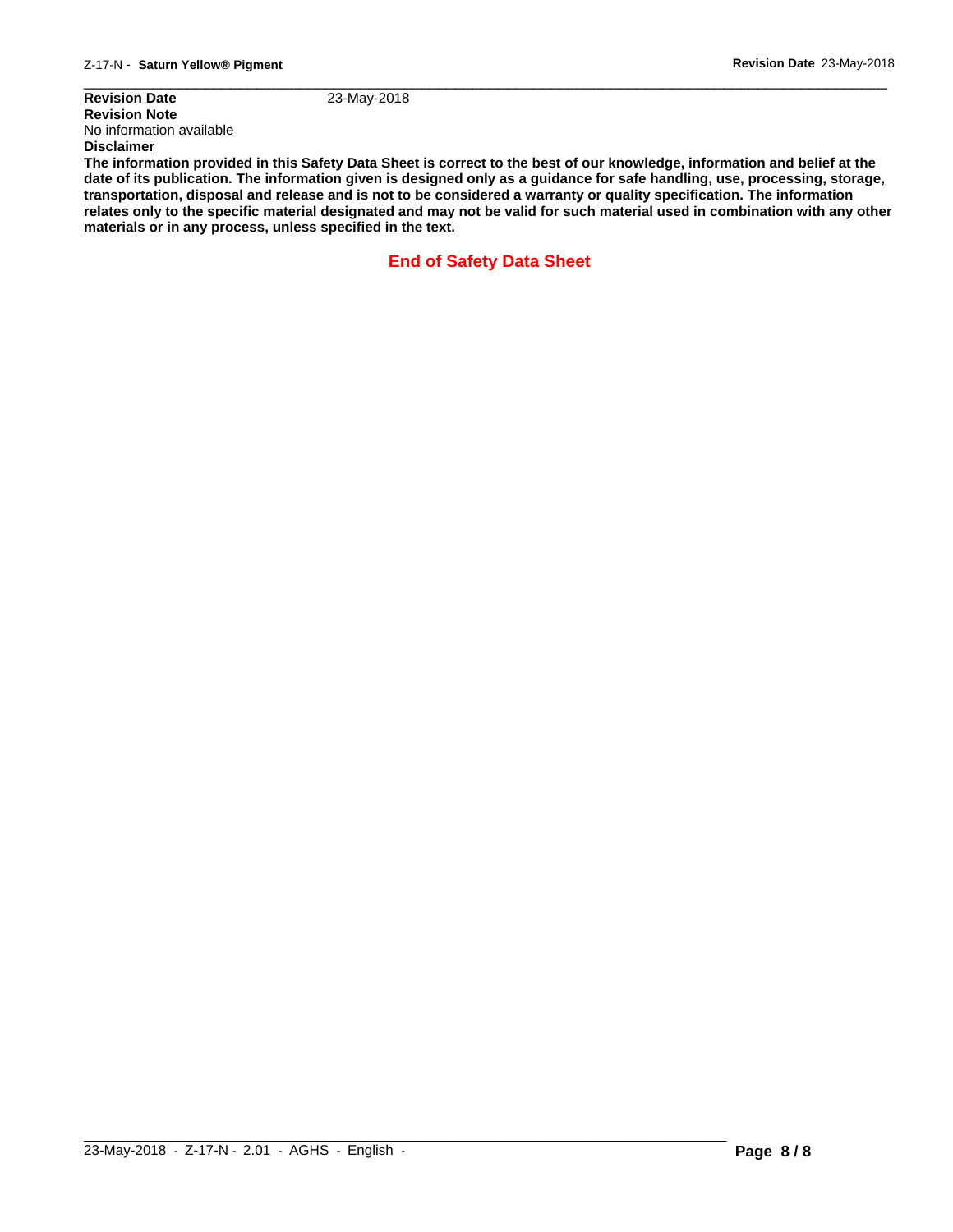**Revision Date** 23-May-2018

**Revision Note**

No information available

**Disclaimer**

**The information provided in this Safety Data Sheet is correct to the best of our knowledge, information and belief at the date of its publication. The information given is designed only as a guidance for safe handling, use, processing, storage, transportation, disposal and release and is not to be considered a warranty or quality specification. The information relates only to the specific material designated and may not be valid for such material used in combination with any other materials or in any process, unless specified in the text.**

**End of Safety Data Sheet**